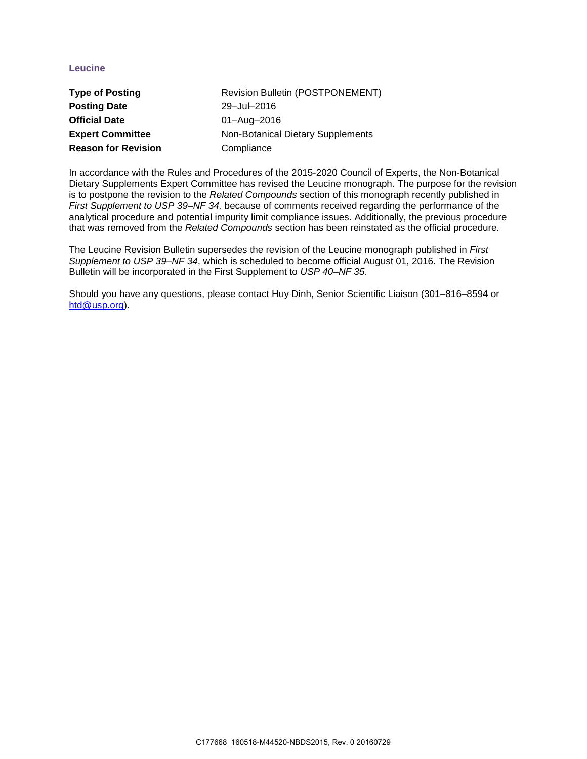# Leucine

| | |
|---|---|
| **Type of Posting** | Revision Bulletin (POSTPONEMENT) |
| **Posting Date** | 29–Jul–2016 |
| **Official Date** | 01–Aug–2016 |
| **Expert Committee** | Non-Botanical Dietary Supplements |
| **Reason for Revision** | Compliance |

In accordance with the Rules and Procedures of the 2015-2020 Council of Experts, the Non-Botanical Dietary Supplements Expert Committee has revised the Leucine monograph. The purpose for the revision is to postpone the revision to the *Related Compounds* section of this monograph recently published in *First Supplement to USP 39–NF 34,* because of comments received regarding the performance of the analytical procedure and potential impurity limit compliance issues. Additionally, the previous procedure that was removed from the *Related Compounds* section has been reinstated as the official procedure.

The Leucine Revision Bulletin supersedes the revision of the Leucine monograph published in *First Supplement to USP 39–NF 34*, which is scheduled to become official August 01, 2016. The Revision Bulletin will be incorporated in the First Supplement to *USP 40–NF 35*.

Should you have any questions, please contact Huy Dinh, Senior Scientific Liaison (301–816–8594 or htd@usp.org).

C177668_160518-M44520-NBDS2015, Rev. 0 20160729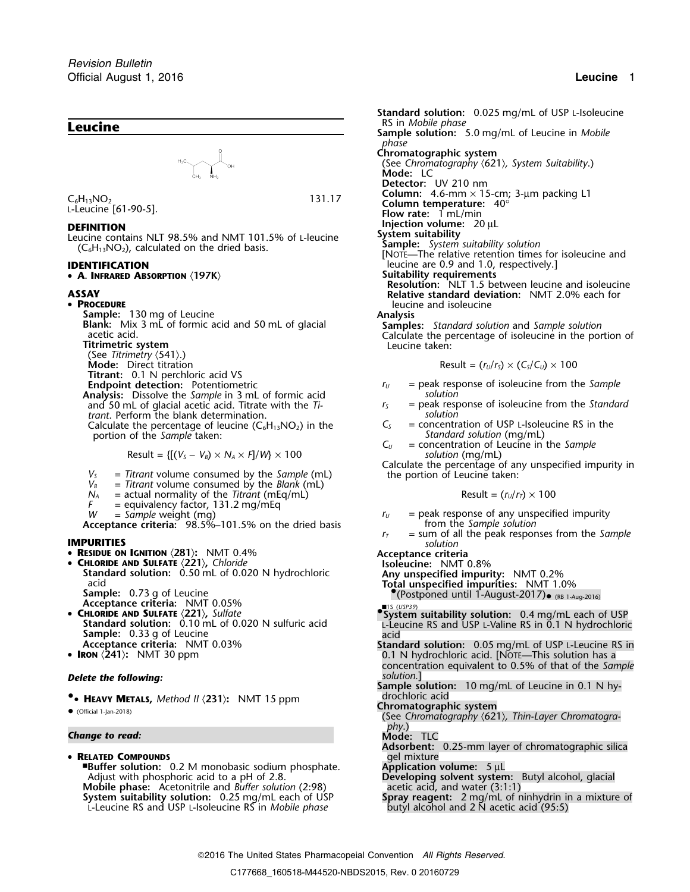# Leucine

$C_6H_{13}NO_2$ 131.17

L-Leucine [61-90-5].

## DEFINITION

Leucine contains NLT 98.5% and NMT 101.5% of L-leucine ($C_6H_{13}NO_2$), calculated on the dried basis.

## IDENTIFICATION

- **A. Infrared Absorption ⟨197K⟩**

## ASSAY

- **Procedure**

  **Sample:** 130 mg of Leucine

  **Blank:** Mix 3 mL of formic acid and 50 mL of glacial acetic acid.

  **Titrimetric system**

  (See *Titrimetry* ⟨541⟩.)

  **Mode:** Direct titration

  **Titrant:** 0.1 N perchloric acid VS

  **Endpoint detection:** Potentiometric

  **Analysis:** Dissolve the *Sample* in 3 mL of formic acid and 50 mL of glacial acetic acid. Titrate with the *Titrant*. Perform the blank determination.

  Calculate the percentage of leucine ($C_6H_{13}NO_2$) in the portion of the *Sample* taken:

$$\text{Result} = \{[(V_S - V_B) \times N_A \times F]/W\} \times 100$$

  $V_S$ = *Titrant* volume consumed by the *Sample* (mL)
  $V_B$ = *Titrant* volume consumed by the *Blank* (mL)
  $N_A$ = actual normality of the *Titrant* (mEq/mL)
  $F$ = equivalency factor, 131.2 mg/mEq
  $W$ = *Sample* weight (mg)

  **Acceptance criteria:** 98.5%–101.5% on the dried basis

## IMPURITIES

- **Residue on Ignition ⟨281⟩:** NMT 0.4%
- **Chloride and Sulfate ⟨221⟩,** *Chloride*

  **Standard solution:** 0.50 mL of 0.020 N hydrochloric acid

  **Sample:** 0.73 g of Leucine

  **Acceptance criteria:** NMT 0.05%
- **Chloride and Sulfate ⟨221⟩,** *Sulfate*

  **Standard solution:** 0.10 mL of 0.020 N sulfuric acid

  **Sample:** 0.33 g of Leucine

  **Acceptance criteria:** NMT 0.03%
- **Iron ⟨241⟩:** NMT 30 ppm

***Delete the following:***

- •**Heavy Metals,** *Method II* ⟨231⟩: NMT 15 ppm
- • (Official 1-Jan-2018)

***Change to read:***

- **Related Compounds**

  ■**Buffer solution:** 0.2 M monobasic sodium phosphate. Adjust with phosphoric acid to a pH of 2.8.

  **Mobile phase:** Acetonitrile and *Buffer solution* (2:98)

  **System suitability solution:** 0.25 mg/mL each of USP L-Leucine RS and USP L-Isoleucine RS in *Mobile phase*

  **Standard solution:** 0.025 mg/mL of USP L-Isoleucine RS in *Mobile phase*

  **Sample solution:** 5.0 mg/mL of Leucine in *Mobile phase*

  **Chromatographic system**

  (See *Chromatography* ⟨621⟩, *System Suitability*.)

  **Mode:** LC

  **Detector:** UV 210 nm

  **Column:** 4.6-mm × 15-cm; 3-µm packing L1

  **Column temperature:** 40°

  **Flow rate:** 1 mL/min

  **Injection volume:** 20 µL

  **System suitability**

  **Sample:** *System suitability solution*

  [Note—The relative retention times for isoleucine and leucine are 0.9 and 1.0, respectively.]

  **Suitability requirements**

  **Resolution:** NLT 1.5 between leucine and isoleucine

  **Relative standard deviation:** NMT 2.0% each for leucine and isoleucine

  **Analysis**

  **Samples:** *Standard solution* and *Sample solution*

  Calculate the percentage of isoleucine in the portion of Leucine taken:

$$\text{Result} = (r_U/r_S) \times (C_S/C_U) \times 100$$

  $r_U$ = peak response of isoleucine from the *Sample solution*
  $r_S$ = peak response of isoleucine from the *Standard solution*
  $C_S$ = concentration of USP L-Isoleucine RS in the *Standard solution* (mg/mL)
  $C_U$ = concentration of Leucine in the *Sample solution* (mg/mL)

  Calculate the percentage of any unspecified impurity in the portion of Leucine taken:

$$\text{Result} = (r_U/r_T) \times 100$$

  $r_U$ = peak response of any unspecified impurity from the *Sample solution*
  $r_T$ = sum of all the peak responses from the *Sample solution*

  **Acceptance criteria**

  **Isoleucine:** NMT 0.8%

  **Any unspecified impurity:** NMT 0.2%

  **Total unspecified impurities:** NMT 1.0%

  •(Postponed until 1-August-2017)• (RB 1-Aug-2016)

  ■1S (USP39)

  •**System suitability solution:** 0.4 mg/mL each of USP L-Leucine RS and USP L-Valine RS in 0.1 N hydrochloric acid

  **Standard solution:** 0.05 mg/mL of USP L-Leucine RS in 0.1 N hydrochloric acid. [Note—This solution has a concentration equivalent to 0.5% of that of the *Sample solution*.]

  **Sample solution:** 10 mg/mL of Leucine in 0.1 N hydrochloric acid

  **Chromatographic system**

  (See *Chromatography* ⟨621⟩, *Thin-Layer Chromatography*.)

  **Mode:** TLC

  **Adsorbent:** 0.25-mm layer of chromatographic silica gel mixture

  **Application volume:** 5 µL

  **Developing solvent system:** Butyl alcohol, glacial acetic acid, and water (3:1:1)

  **Spray reagent:** 2 mg/mL of ninhydrin in a mixture of butyl alcohol and 2 N acetic acid (95:5)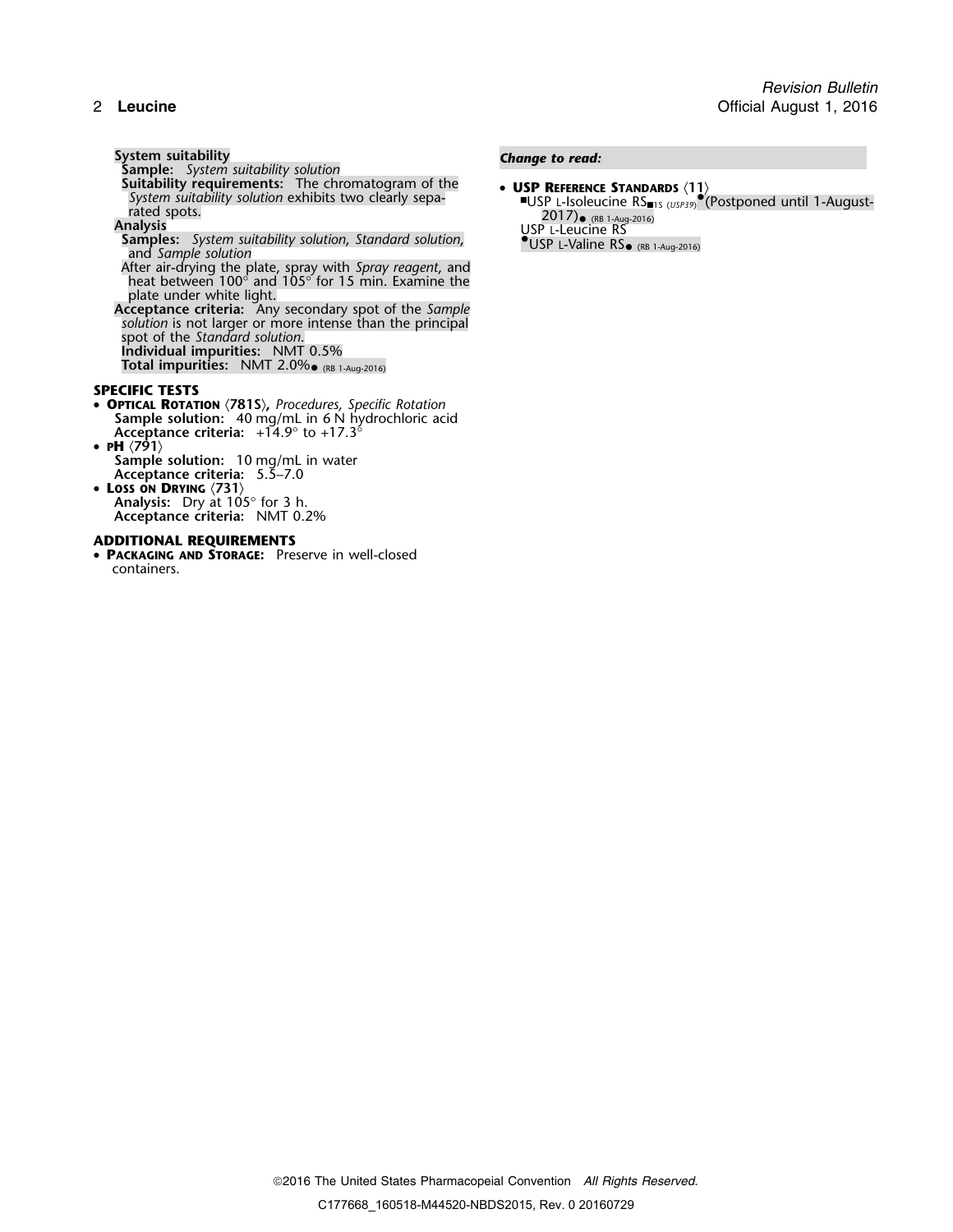**System suitability**

**Sample:** *System suitability solution*

**Suitability requirements:** The chromatogram of the *System suitability solution* exhibits two clearly separated spots.

**Analysis**

**Samples:** *System suitability solution*, *Standard solution*, and *Sample solution*

After air-drying the plate, spray with *Spray reagent*, and heat between 100° and 105° for 15 min. Examine the plate under white light.

**Acceptance criteria:** Any secondary spot of the *Sample solution* is not larger or more intense than the principal spot of the *Standard solution*.

**Individual impurities:** NMT 0.5%

**Total impurities:** NMT 2.0%● (RB 1-Aug-2016)

**SPECIFIC TESTS**

- **OPTICAL ROTATION** ⟨781S⟩**,** *Procedures, Specific Rotation*

  **Sample solution:** 40 mg/mL in 6 N hydrochloric acid

  **Acceptance criteria:** +14.9° to +17.3°

- **pH** ⟨791⟩

  **Sample solution:** 10 mg/mL in water

  **Acceptance criteria:** 5.5–7.0

- **LOSS ON DRYING** ⟨731⟩

  **Analysis:** Dry at 105° for 3 h.

  **Acceptance criteria:** NMT 0.2%

**ADDITIONAL REQUIREMENTS**

- **PACKAGING AND STORAGE:** Preserve in well-closed containers.

***Change to read:***

- **USP REFERENCE STANDARDS** ⟨11⟩

  ■USP L-Isoleucine RS■1S (USP39) ●(Postponed until 1-August-2017)● (RB 1-Aug-2016)

  USP L-Leucine RS

  ●USP L-Valine RS● (RB 1-Aug-2016)